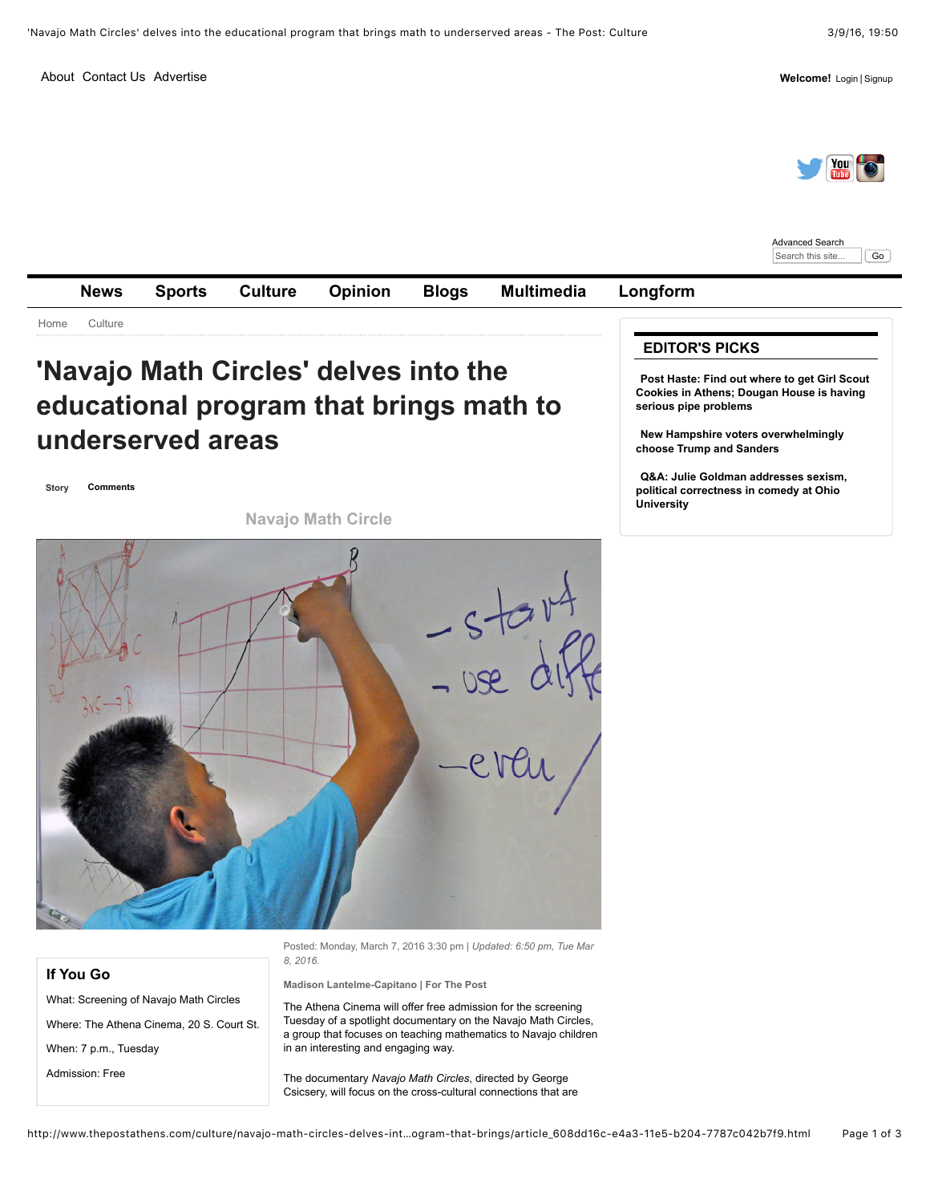About Contact Us Advertise

**Welcome!** Login | Signup

Home Culture

# 'Navajo Math Circles' delves into the educational program that brings math to underserved areas

Story Comments

Navajo Math Circle

Posted: Monday, March 7, 2016 3:30 pm | *Updated: 6:50 pm, Tue Mar 8, 2016.*

**Madison Lantelme-Capitano | For The Post**

The Athena Cinema will offer free admission for the screening Tuesday of a spotlight documentary on the Navajo Math Circles, a group that focuses on teaching mathematics to Navajo children in an interesting and engaging way.

The documentary *Navajo Math Circles*, directed by George Csicsery, will focus on the cross-cultural connections that are

### If You Go

What: Screening of Navajo Math Circles

Where: The Athena Cinema, 20 S. Court St.

When: 7 p.m., Tuesday

Admission: Free

## EDITOR'S PICKS

**Post Haste: Find out where to get Girl Scout Cookies in Athens; Dougan House is having serious pipe problems**

**New Hampshire voters overwhelmingly choose Trump and Sanders**

**Q&A: Julie Goldman addresses sexism, political correctness in comedy at Ohio University**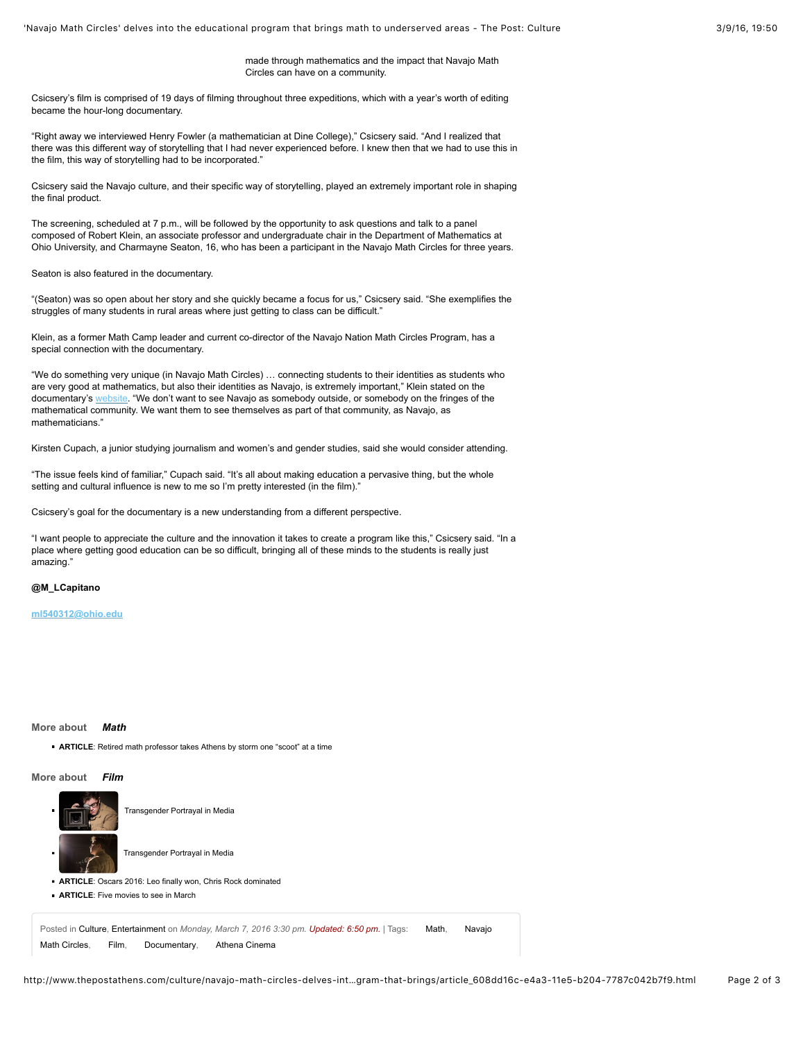made through mathematics and the impact that Navajo Math Circles can have on a community.

Csicsery's film is comprised of 19 days of filming throughout three expeditions, which with a year's worth of editing became the hour-long documentary.

"Right away we interviewed Henry Fowler (a mathematician at Dine College)," Csicsery said. "And I realized that there was this different way of storytelling that I had never experienced before. I knew then that we had to use this in the film, this way of storytelling had to be incorporated."

Csicsery said the Navajo culture, and their specific way of storytelling, played an extremely important role in shaping the final product.

The screening, scheduled at 7 p.m., will be followed by the opportunity to ask questions and talk to a panel composed of Robert Klein, an associate professor and undergraduate chair in the Department of Mathematics at Ohio University, and Charmayne Seaton, 16, who has been a participant in the Navajo Math Circles for three years.

Seaton is also featured in the documentary.

"(Seaton) was so open about her story and she quickly became a focus for us," Csicsery said. "She exemplifies the struggles of many students in rural areas where just getting to class can be difficult."

Klein, as a former Math Camp leader and current co-director of the Navajo Nation Math Circles Program, has a special connection with the documentary.

"We do something very unique (in Navajo Math Circles) … connecting students to their identities as students who are very good at mathematics, but also their identities as Navajo, is extremely important," Klein stated on the documentary's website. "We don't want to see Navajo as somebody outside, or somebody on the fringes of the mathematical community. We want them to see themselves as part of that community, as Navajo, as mathematicians."

Kirsten Cupach, a junior studying journalism and women's and gender studies, said she would consider attending.

"The issue feels kind of familiar," Cupach said. "It's all about making education a pervasive thing, but the whole setting and cultural influence is new to me so I'm pretty interested (in the film)."

Csicsery's goal for the documentary is a new understanding from a different perspective.

"I want people to appreciate the culture and the innovation it takes to create a program like this," Csicsery said. "In a place where getting good education can be so difficult, bringing all of these minds to the students is really just amazing."

**@M_LCapitano**

ml540312@ohio.edu

More about ***Math***

- **ARTICLE**: Retired math professor takes Athens by storm one "scoot" at a time

More about ***Film***

- Transgender Portrayal in Media
- Transgender Portrayal in Media
- **ARTICLE**: Oscars 2016: Leo finally won, Chris Rock dominated
- **ARTICLE**: Five movies to see in March

Posted in Culture, Entertainment on *Monday, March 7, 2016 3:30 pm. Updated: 6:50 pm.* | Tags: Math, Navajo Math Circles, Film, Documentary, Athena Cinema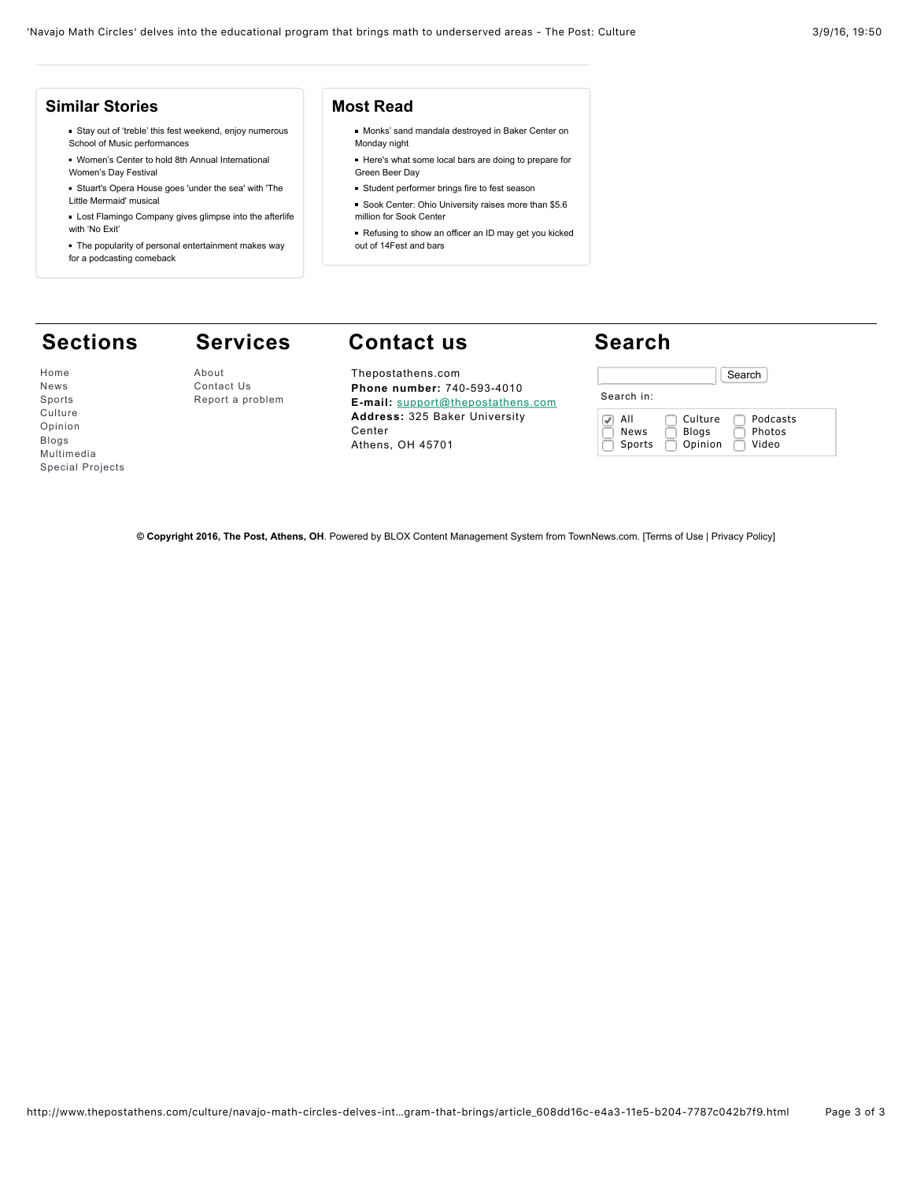## Similar Stories

- Stay out of 'treble' this fest weekend, enjoy numerous School of Music performances
- Women's Center to hold 8th Annual International Women's Day Festival
- Stuart's Opera House goes 'under the sea' with 'The Little Mermaid' musical
- Lost Flamingo Company gives glimpse into the afterlife with 'No Exit'
- The popularity of personal entertainment makes way for a podcasting comeback

## Most Read

- Monks' sand mandala destroyed in Baker Center on Monday night
- Here's what some local bars are doing to prepare for Green Beer Day
- Student performer brings fire to fest season
- Sook Center: Ohio University raises more than $5.6 million for Sook Center
- Refusing to show an officer an ID may get you kicked out of 14Fest and bars

## Sections

Home
News
Sports
Culture
Opinion
Blogs
Multimedia
Special Projects

## Services

About
Contact Us
Report a problem

## Contact us

Thepostathens.com
**Phone number:** 740-593-4010
**E-mail:** support@thepostathens.com
**Address:** 325 Baker University Center
Athens, OH 45701

## Search

Search

Search in:

- [x] All
- [ ] News
- [ ] Sports
- [ ] Culture
- [ ] Blogs
- [ ] Opinion
- [ ] Podcasts
- [ ] Photos
- [ ] Video

**© Copyright 2016, The Post, Athens, OH**. Powered by BLOX Content Management System from TownNews.com. [Terms of Use | Privacy Policy]